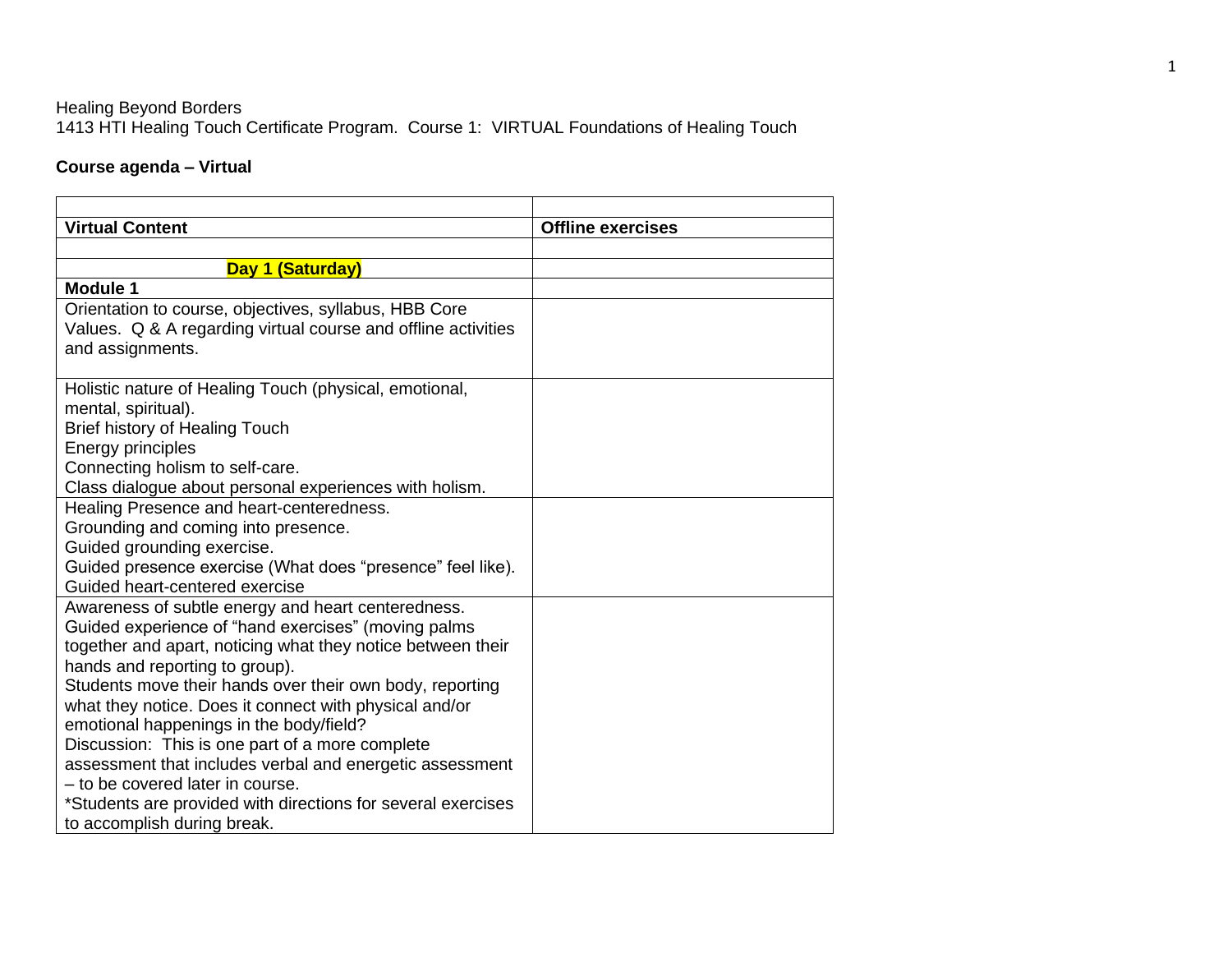Healing Beyond Borders
1413 HTI Healing Touch Certificate Program.  Course 1:  VIRTUAL Foundations of Healing Touch

**Course agenda – Virtual**

| | |
|---|---|
| **Virtual Content** | **Offline exercises** |
| | |
| **Day 1 (Saturday)** | |
| **Module 1** | |
| Orientation to course, objectives, syllabus, HBB Core Values.  Q & A regarding virtual course and offline activities and assignments. | |
| Holistic nature of Healing Touch (physical, emotional, mental, spiritual).<br>Brief history of Healing Touch<br>Energy principles<br>Connecting holism to self-care.<br>Class dialogue about personal experiences with holism. | |
| Healing Presence and heart-centeredness.<br>Grounding and coming into presence.<br>Guided grounding exercise.<br>Guided presence exercise (What does "presence" feel like).<br>Guided heart-centered exercise | |
| Awareness of subtle energy and heart centeredness.<br>Guided experience of "hand exercises" (moving palms together and apart, noticing what they notice between their hands and reporting to group).<br>Students move their hands over their own body, reporting what they notice. Does it connect with physical and/or emotional happenings in the body/field?<br>Discussion:  This is one part of a more complete assessment that includes verbal and energetic assessment – to be covered later in course.<br>*Students are provided with directions for several exercises to accomplish during break. | |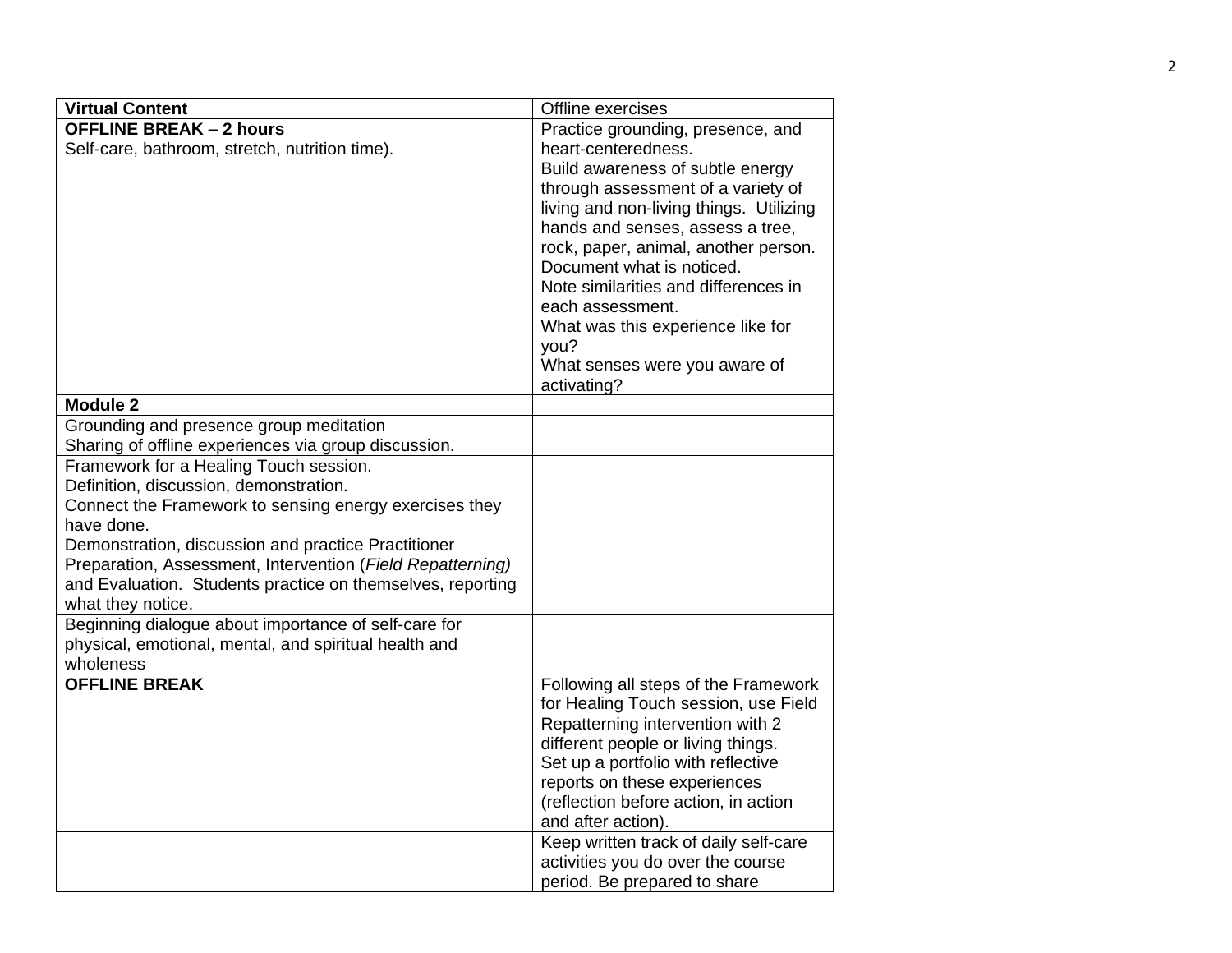| **Virtual Content** | Offline exercises |
|---|---|
| **OFFLINE BREAK – 2 hours**<br>Self-care, bathroom, stretch, nutrition time). | Practice grounding, presence, and heart-centeredness.<br>Build awareness of subtle energy through assessment of a variety of living and non-living things. Utilizing hands and senses, assess a tree, rock, paper, animal, another person.<br>Document what is noticed.<br>Note similarities and differences in each assessment.<br>What was this experience like for you?<br>What senses were you aware of activating? |
| **Module 2** | |
| Grounding and presence group meditation<br>Sharing of offline experiences via group discussion. | |
| Framework for a Healing Touch session.<br>Definition, discussion, demonstration.<br>Connect the Framework to sensing energy exercises they have done.<br>Demonstration, discussion and practice Practitioner Preparation, Assessment, Intervention (*Field Repatterning)* and Evaluation. Students practice on themselves, reporting what they notice. | |
| Beginning dialogue about importance of self-care for physical, emotional, mental, and spiritual health and wholeness | |
| **OFFLINE BREAK** | Following all steps of the Framework for Healing Touch session, use Field Repatterning intervention with 2 different people or living things.<br>Set up a portfolio with reflective reports on these experiences (reflection before action, in action and after action). |
| | Keep written track of daily self-care activities you do over the course period. Be prepared to share |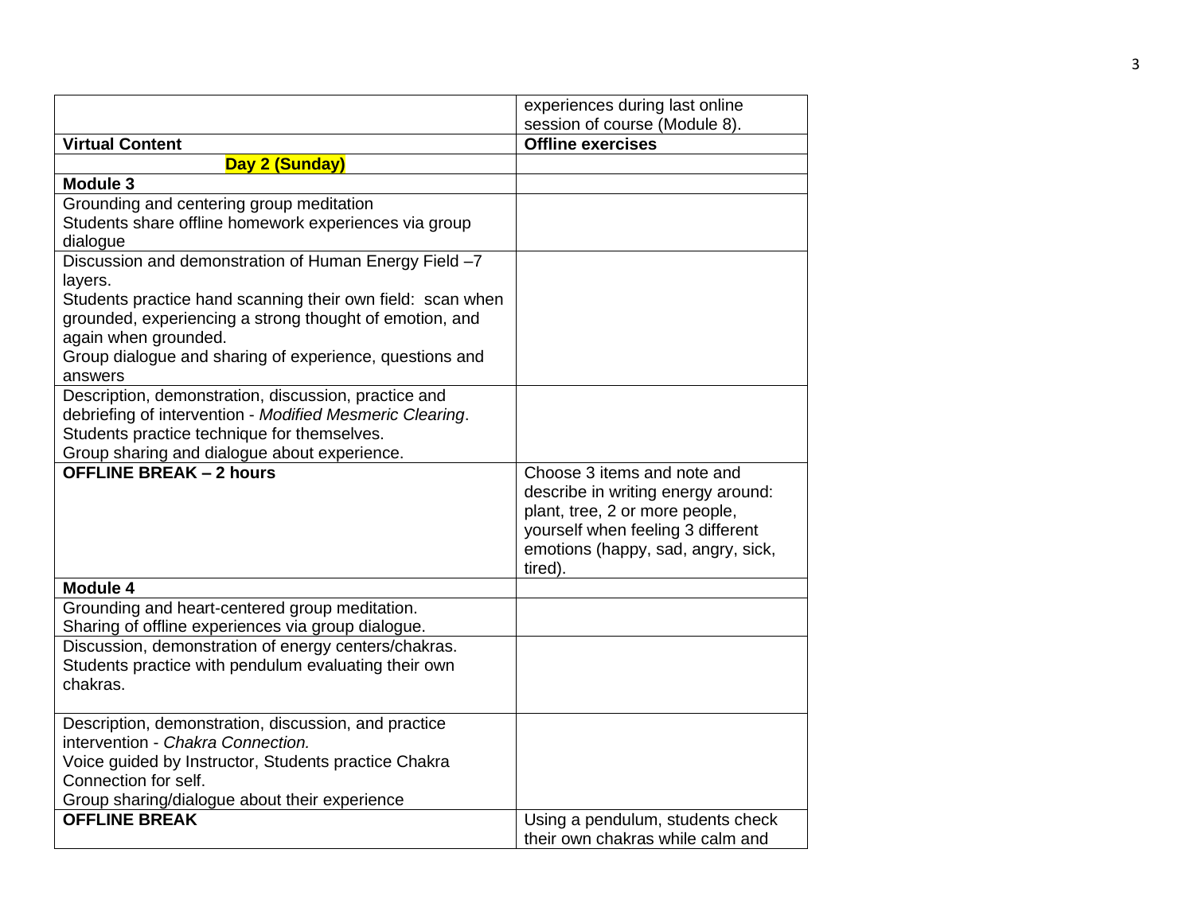| | experiences during last online session of course (Module 8). |
|---|---|
| **Virtual Content** | **Offline exercises** |
| **Day 2 (Sunday)** | |
| **Module 3** | |
| Grounding and centering group meditation<br>Students share offline homework experiences via group dialogue | |
| Discussion and demonstration of Human Energy Field –7 layers.<br>Students practice hand scanning their own field: scan when grounded, experiencing a strong thought of emotion, and again when grounded.<br>Group dialogue and sharing of experience, questions and answers | |
| Description, demonstration, discussion, practice and debriefing of intervention - *Modified Mesmeric Clearing*.<br>Students practice technique for themselves.<br>Group sharing and dialogue about experience. | |
| **OFFLINE BREAK – 2 hours** | Choose 3 items and note and describe in writing energy around: plant, tree, 2 or more people, yourself when feeling 3 different emotions (happy, sad, angry, sick, tired). |
| **Module 4** | |
| Grounding and heart-centered group meditation.<br>Sharing of offline experiences via group dialogue. | |
| Discussion, demonstration of energy centers/chakras.<br>Students practice with pendulum evaluating their own chakras. | |
| Description, demonstration, discussion, and practice intervention - *Chakra Connection.*<br>Voice guided by Instructor, Students practice Chakra Connection for self.<br>Group sharing/dialogue about their experience | |
| **OFFLINE BREAK** | Using a pendulum, students check their own chakras while calm and |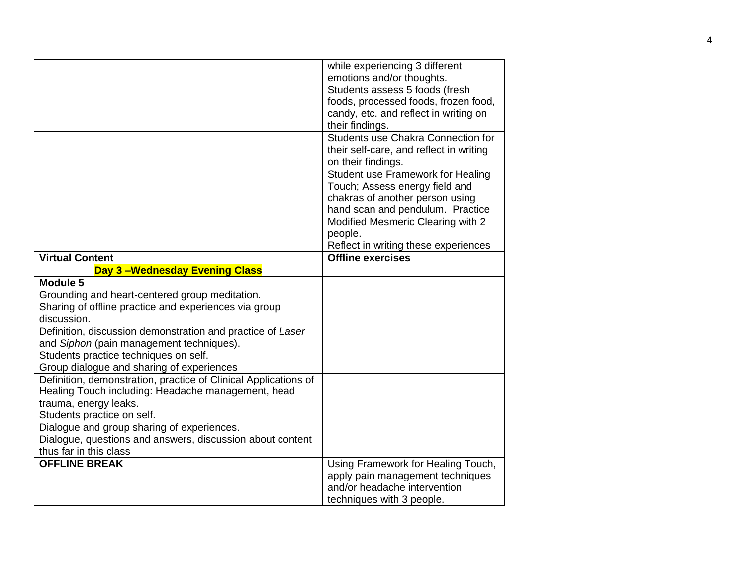| | |
|---|---|
| | while experiencing 3 different emotions and/or thoughts.<br>Students assess 5 foods (fresh foods, processed foods, frozen food, candy, etc. and reflect in writing on their findings. |
| | Students use Chakra Connection for their self-care, and reflect in writing on their findings. |
| | Student use Framework for Healing Touch; Assess energy field and chakras of another person using hand scan and pendulum. Practice Modified Mesmeric Clearing with 2 people.<br>Reflect in writing these experiences |
| **Virtual Content** | **Offline exercises** |
| **Day 3 –Wednesday Evening Class** | |
| **Module 5** | |
| Grounding and heart-centered group meditation.<br>Sharing of offline practice and experiences via group discussion. | |
| Definition, discussion demonstration and practice of *Laser* and *Siphon* (pain management techniques).<br>Students practice techniques on self.<br>Group dialogue and sharing of experiences | |
| Definition, demonstration, practice of Clinical Applications of Healing Touch including: Headache management, head trauma, energy leaks.<br>Students practice on self.<br>Dialogue and group sharing of experiences. | |
| Dialogue, questions and answers, discussion about content thus far in this class | |
| **OFFLINE BREAK** | Using Framework for Healing Touch, apply pain management techniques and/or headache intervention techniques with 3 people. |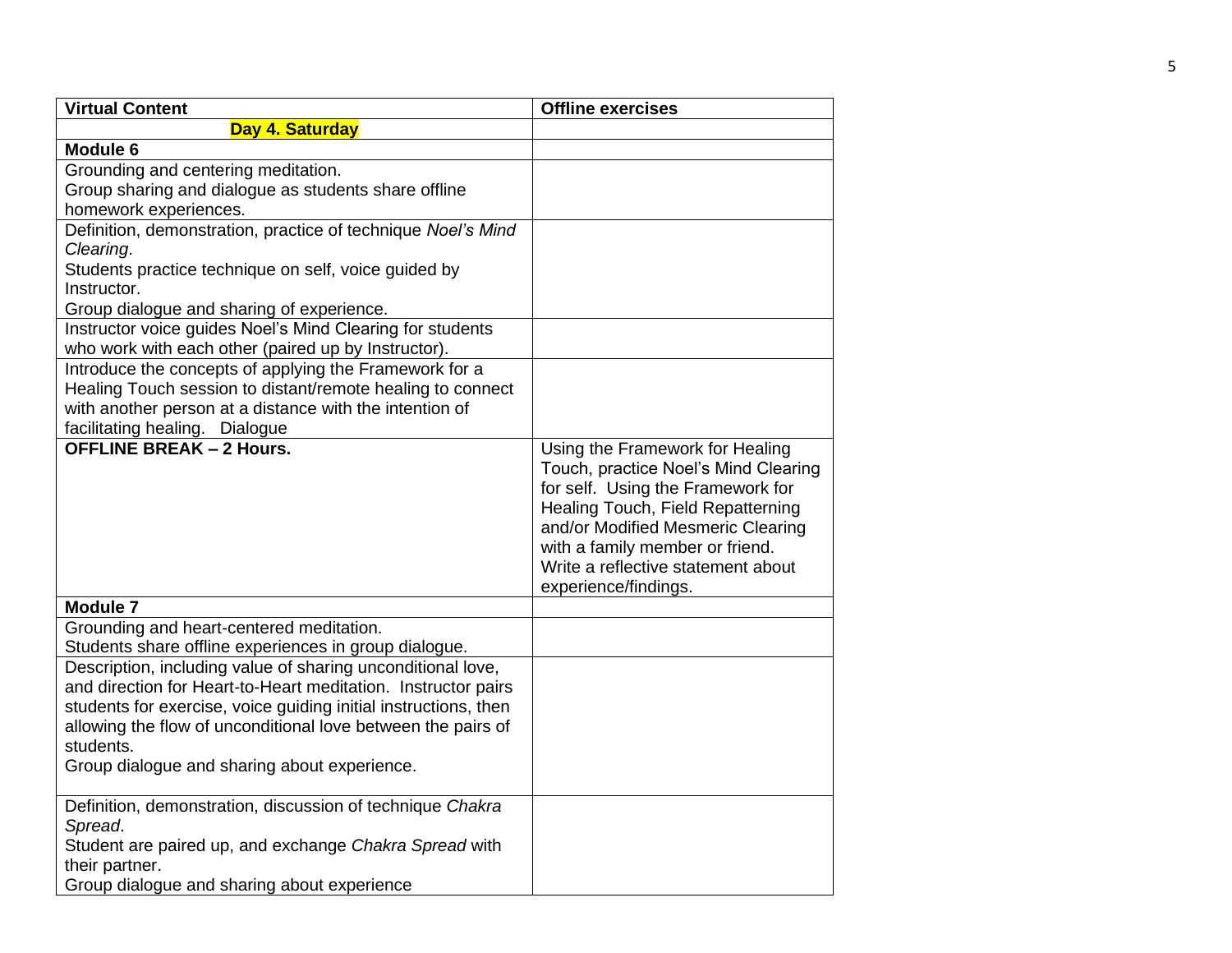| Virtual Content | Offline exercises |
|---|---|
| **Day 4. Saturday** | |
| **Module 6** | |
| Grounding and centering meditation.<br>Group sharing and dialogue as students share offline homework experiences. | |
| Definition, demonstration, practice of technique *Noel's Mind Clearing*.<br>Students practice technique on self, voice guided by Instructor.<br>Group dialogue and sharing of experience. | |
| Instructor voice guides Noel's Mind Clearing for students who work with each other (paired up by Instructor). | |
| Introduce the concepts of applying the Framework for a Healing Touch session to distant/remote healing to connect with another person at a distance with the intention of facilitating healing. Dialogue | |
| **OFFLINE BREAK – 2 Hours.** | Using the Framework for Healing Touch, practice Noel's Mind Clearing for self. Using the Framework for Healing Touch, Field Repatterning and/or Modified Mesmeric Clearing with a family member or friend. Write a reflective statement about experience/findings. |
| **Module 7** | |
| Grounding and heart-centered meditation.<br>Students share offline experiences in group dialogue. | |
| Description, including value of sharing unconditional love, and direction for Heart-to-Heart meditation. Instructor pairs students for exercise, voice guiding initial instructions, then allowing the flow of unconditional love between the pairs of students.<br>Group dialogue and sharing about experience. | |
| Definition, demonstration, discussion of technique *Chakra Spread*.<br>Student are paired up, and exchange *Chakra Spread* with their partner.<br>Group dialogue and sharing about experience | |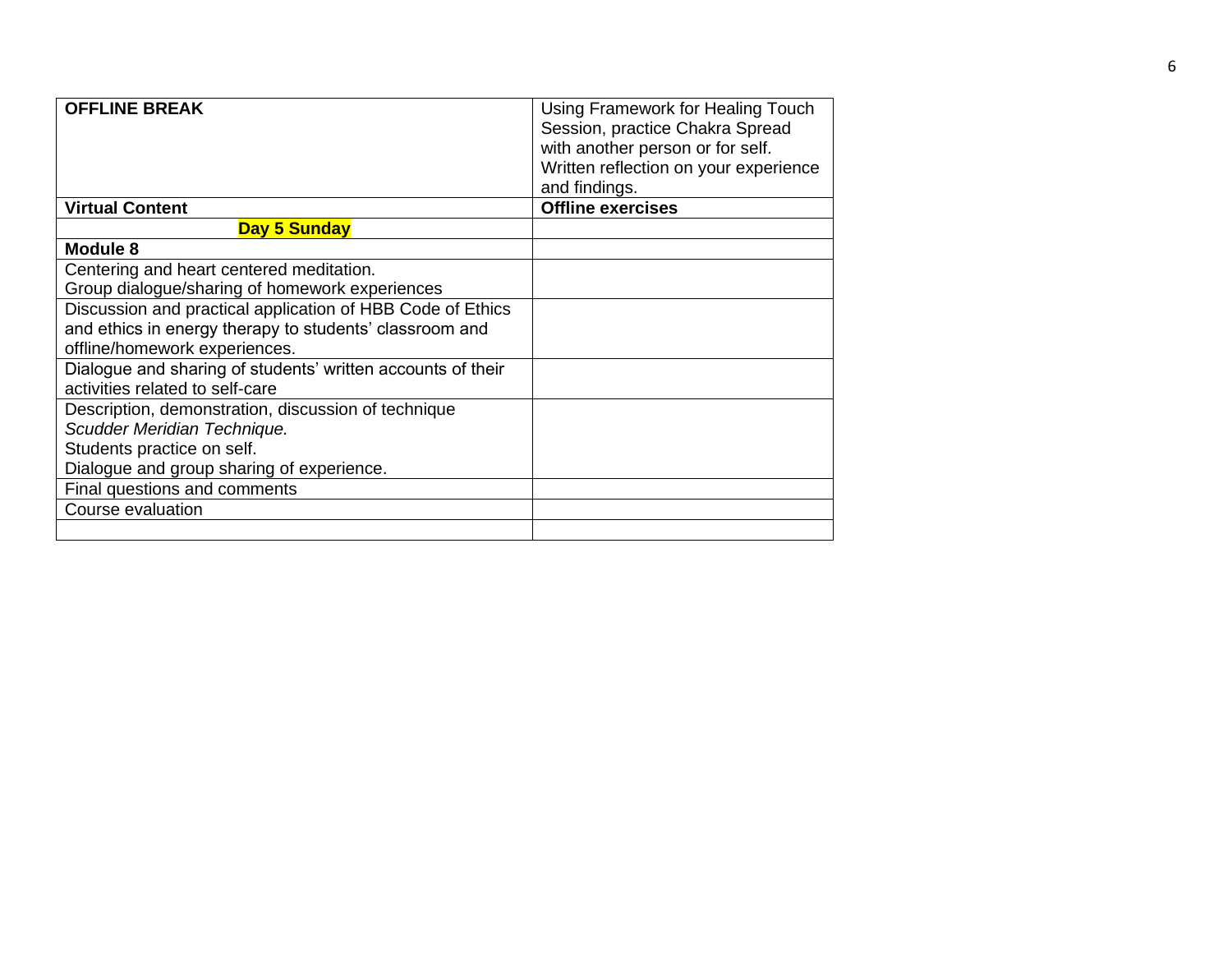| | |
|---|---|
| **OFFLINE BREAK** | Using Framework for Healing Touch Session, practice Chakra Spread with another person or for self. Written reflection on your experience and findings. |
| **Virtual Content** | **Offline exercises** |
| **Day 5 Sunday** | |
| **Module 8** | |
| Centering and heart centered meditation.<br>Group dialogue/sharing of homework experiences | |
| Discussion and practical application of HBB Code of Ethics and ethics in energy therapy to students' classroom and offline/homework experiences. | |
| Dialogue and sharing of students' written accounts of their activities related to self-care | |
| Description, demonstration, discussion of technique<br>*Scudder Meridian Technique.*<br>Students practice on self.<br>Dialogue and group sharing of experience. | |
| Final questions and comments | |
| Course evaluation | |
| | |